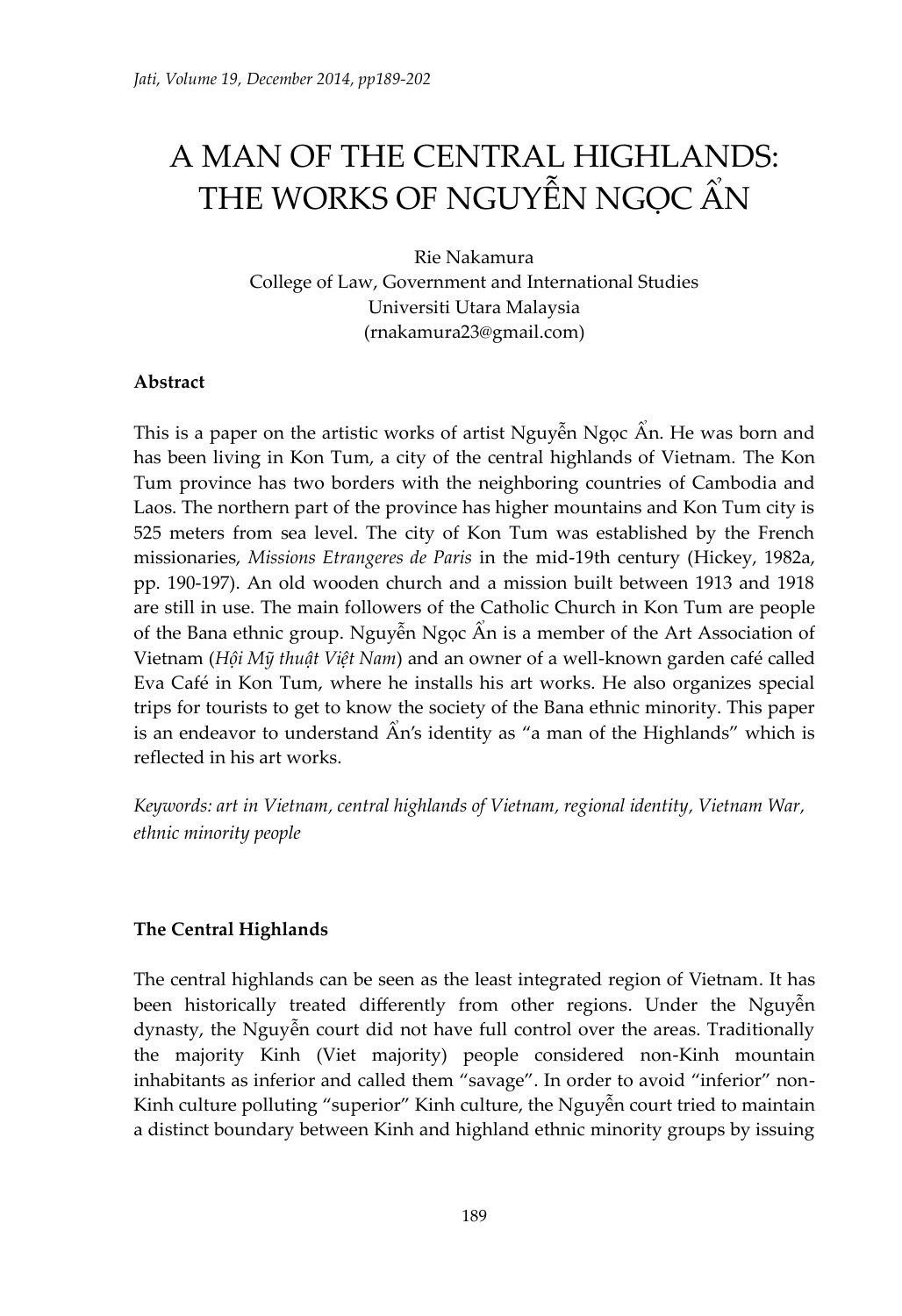# A MAN OF THE CENTRAL HIGHLANDS: THE WORKS OF NGUYỄN NGỌC ẨN

Rie Nakamura
College of Law, Government and International Studies
Universiti Utara Malaysia
(rnakamura23@gmail.com)

**Abstract**

This is a paper on the artistic works of artist Nguyễn Ngọc Ẩn. He was born and has been living in Kon Tum, a city of the central highlands of Vietnam. The Kon Tum province has two borders with the neighboring countries of Cambodia and Laos. The northern part of the province has higher mountains and Kon Tum city is 525 meters from sea level. The city of Kon Tum was established by the French missionaries, *Missions Etrangeres de Paris* in the mid-19th century (Hickey, 1982a, pp. 190-197). An old wooden church and a mission built between 1913 and 1918 are still in use. The main followers of the Catholic Church in Kon Tum are people of the Bana ethnic group. Nguyễn Ngọc Ẩn is a member of the Art Association of Vietnam (*Hội Mỹ thuật Việt Nam*) and an owner of a well-known garden café called Eva Café in Kon Tum, where he installs his art works. He also organizes special trips for tourists to get to know the society of the Bana ethnic minority. This paper is an endeavor to understand Ẩn's identity as "a man of the Highlands" which is reflected in his art works.

*Keywords: art in Vietnam, central highlands of Vietnam, regional identity, Vietnam War, ethnic minority people*

## The Central Highlands

The central highlands can be seen as the least integrated region of Vietnam. It has been historically treated differently from other regions. Under the Nguyễn dynasty, the Nguyễn court did not have full control over the areas. Traditionally the majority Kinh (Viet majority) people considered non-Kinh mountain inhabitants as inferior and called them "savage". In order to avoid "inferior" non-Kinh culture polluting "superior" Kinh culture, the Nguyễn court tried to maintain a distinct boundary between Kinh and highland ethnic minority groups by issuing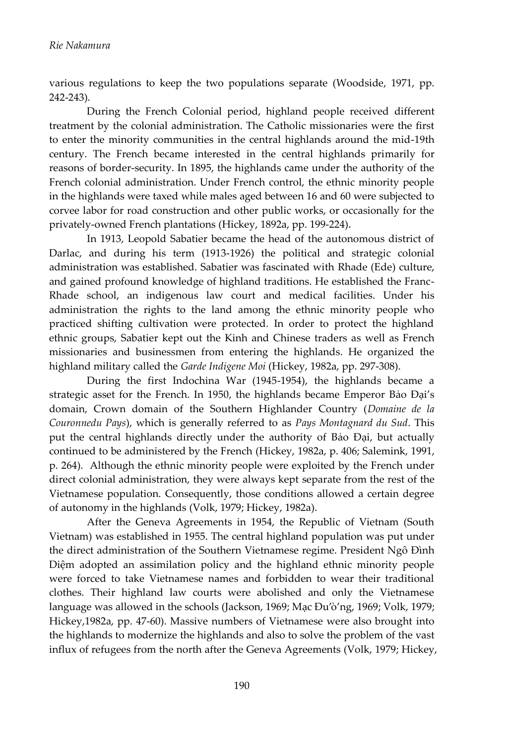various regulations to keep the two populations separate (Woodside, 1971, pp. 242-243).

During the French Colonial period, highland people received different treatment by the colonial administration. The Catholic missionaries were the first to enter the minority communities in the central highlands around the mid-19th century. The French became interested in the central highlands primarily for reasons of border-security. In 1895, the highlands came under the authority of the French colonial administration. Under French control, the ethnic minority people in the highlands were taxed while males aged between 16 and 60 were subjected to corvee labor for road construction and other public works, or occasionally for the privately-owned French plantations (Hickey, 1892a, pp. 199-224).

In 1913, Leopold Sabatier became the head of the autonomous district of Darlac, and during his term (1913-1926) the political and strategic colonial administration was established. Sabatier was fascinated with Rhade (Ede) culture, and gained profound knowledge of highland traditions. He established the Franc-Rhade school, an indigenous law court and medical facilities. Under his administration the rights to the land among the ethnic minority people who practiced shifting cultivation were protected. In order to protect the highland ethnic groups, Sabatier kept out the Kinh and Chinese traders as well as French missionaries and businessmen from entering the highlands. He organized the highland military called the *Garde Indigene Moi* (Hickey, 1982a, pp. 297-308).

During the first Indochina War (1945-1954), the highlands became a strategic asset for the French. In 1950, the highlands became Emperor Bảo Đại's domain, Crown domain of the Southern Highlander Country (*Domaine de la Couronnedu Pays*), which is generally referred to as *Pays Montagnard du Sud*. This put the central highlands directly under the authority of Bảo Đại, but actually continued to be administered by the French (Hickey, 1982a, p. 406; Salemink, 1991, p. 264). Although the ethnic minority people were exploited by the French under direct colonial administration, they were always kept separate from the rest of the Vietnamese population. Consequently, those conditions allowed a certain degree of autonomy in the highlands (Volk, 1979; Hickey, 1982a).

After the Geneva Agreements in 1954, the Republic of Vietnam (South Vietnam) was established in 1955. The central highland population was put under the direct administration of the Southern Vietnamese regime. President Ngô Đình Diệm adopted an assimilation policy and the highland ethnic minority people were forced to take Vietnamese names and forbidden to wear their traditional clothes. Their highland law courts were abolished and only the Vietnamese language was allowed in the schools (Jackson, 1969; Mạc Đu'ò'ng, 1969; Volk, 1979; Hickey,1982a, pp. 47-60). Massive numbers of Vietnamese were also brought into the highlands to modernize the highlands and also to solve the problem of the vast influx of refugees from the north after the Geneva Agreements (Volk, 1979; Hickey,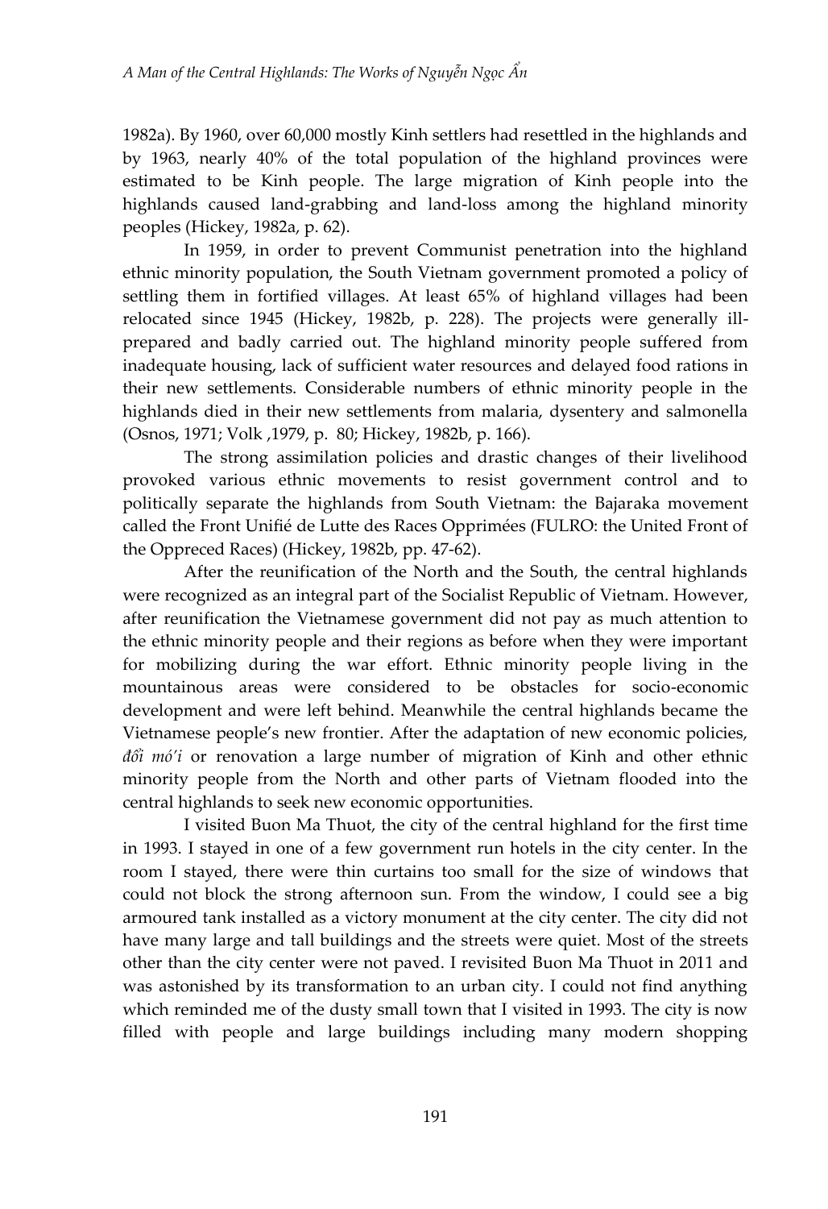1982a). By 1960, over 60,000 mostly Kinh settlers had resettled in the highlands and by 1963, nearly 40% of the total population of the highland provinces were estimated to be Kinh people. The large migration of Kinh people into the highlands caused land-grabbing and land-loss among the highland minority peoples (Hickey, 1982a, p. 62).

In 1959, in order to prevent Communist penetration into the highland ethnic minority population, the South Vietnam government promoted a policy of settling them in fortified villages. At least 65% of highland villages had been relocated since 1945 (Hickey, 1982b, p. 228). The projects were generally ill-prepared and badly carried out. The highland minority people suffered from inadequate housing, lack of sufficient water resources and delayed food rations in their new settlements. Considerable numbers of ethnic minority people in the highlands died in their new settlements from malaria, dysentery and salmonella (Osnos, 1971; Volk ,1979, p. 80; Hickey, 1982b, p. 166).

The strong assimilation policies and drastic changes of their livelihood provoked various ethnic movements to resist government control and to politically separate the highlands from South Vietnam: the Bajaraka movement called the Front Unifié de Lutte des Races Opprimées (FULRO: the United Front of the Oppreced Races) (Hickey, 1982b, pp. 47-62).

After the reunification of the North and the South, the central highlands were recognized as an integral part of the Socialist Republic of Vietnam. However, after reunification the Vietnamese government did not pay as much attention to the ethnic minority people and their regions as before when they were important for mobilizing during the war effort. Ethnic minority people living in the mountainous areas were considered to be obstacles for socio-economic development and were left behind. Meanwhile the central highlands became the Vietnamese people's new frontier. After the adaptation of new economic policies, *đổi mó'i* or renovation a large number of migration of Kinh and other ethnic minority people from the North and other parts of Vietnam flooded into the central highlands to seek new economic opportunities.

I visited Buon Ma Thuot, the city of the central highland for the first time in 1993. I stayed in one of a few government run hotels in the city center. In the room I stayed, there were thin curtains too small for the size of windows that could not block the strong afternoon sun. From the window, I could see a big armoured tank installed as a victory monument at the city center. The city did not have many large and tall buildings and the streets were quiet. Most of the streets other than the city center were not paved. I revisited Buon Ma Thuot in 2011 and was astonished by its transformation to an urban city. I could not find anything which reminded me of the dusty small town that I visited in 1993. The city is now filled with people and large buildings including many modern shopping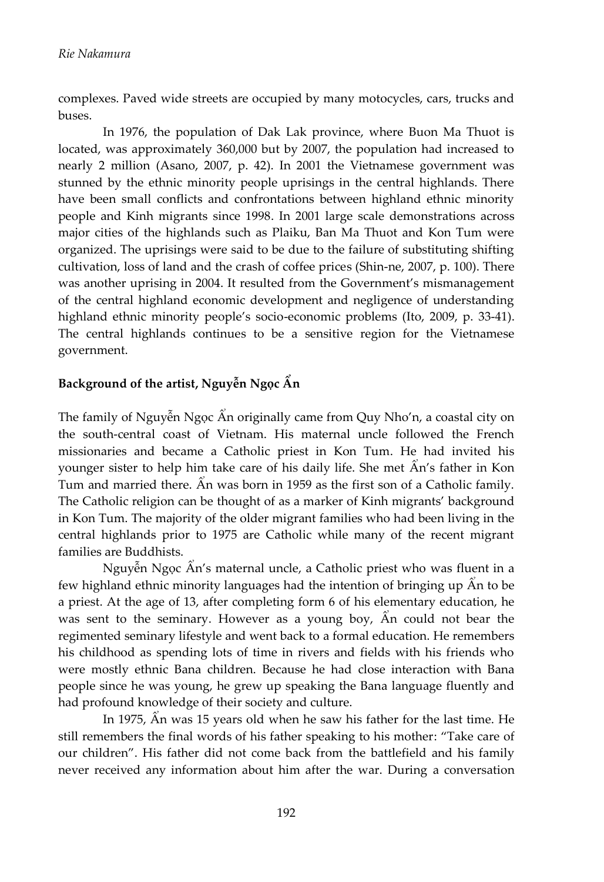complexes. Paved wide streets are occupied by many motocycles, cars, trucks and buses.

In 1976, the population of Dak Lak province, where Buon Ma Thuot is located, was approximately 360,000 but by 2007, the population had increased to nearly 2 million (Asano, 2007, p. 42). In 2001 the Vietnamese government was stunned by the ethnic minority people uprisings in the central highlands. There have been small conflicts and confrontations between highland ethnic minority people and Kinh migrants since 1998. In 2001 large scale demonstrations across major cities of the highlands such as Plaiku, Ban Ma Thuot and Kon Tum were organized. The uprisings were said to be due to the failure of substituting shifting cultivation, loss of land and the crash of coffee prices (Shin-ne, 2007, p. 100). There was another uprising in 2004. It resulted from the Government's mismanagement of the central highland economic development and negligence of understanding highland ethnic minority people's socio-economic problems (Ito, 2009, p. 33-41). The central highlands continues to be a sensitive region for the Vietnamese government.

## Background of the artist, Nguyễn Ngọc Ẩn

The family of Nguyễn Ngọc Ẩn originally came from Quy Nho'n, a coastal city on the south-central coast of Vietnam. His maternal uncle followed the French missionaries and became a Catholic priest in Kon Tum. He had invited his younger sister to help him take care of his daily life. She met Ẩn's father in Kon Tum and married there. Ẩn was born in 1959 as the first son of a Catholic family. The Catholic religion can be thought of as a marker of Kinh migrants' background in Kon Tum. The majority of the older migrant families who had been living in the central highlands prior to 1975 are Catholic while many of the recent migrant families are Buddhists.

Nguyễn Ngọc Ẩn's maternal uncle, a Catholic priest who was fluent in a few highland ethnic minority languages had the intention of bringing up Ẩn to be a priest. At the age of 13, after completing form 6 of his elementary education, he was sent to the seminary. However as a young boy, Ẩn could not bear the regimented seminary lifestyle and went back to a formal education. He remembers his childhood as spending lots of time in rivers and fields with his friends who were mostly ethnic Bana children. Because he had close interaction with Bana people since he was young, he grew up speaking the Bana language fluently and had profound knowledge of their society and culture.

In 1975, Ẩn was 15 years old when he saw his father for the last time. He still remembers the final words of his father speaking to his mother: "Take care of our children". His father did not come back from the battlefield and his family never received any information about him after the war. During a conversation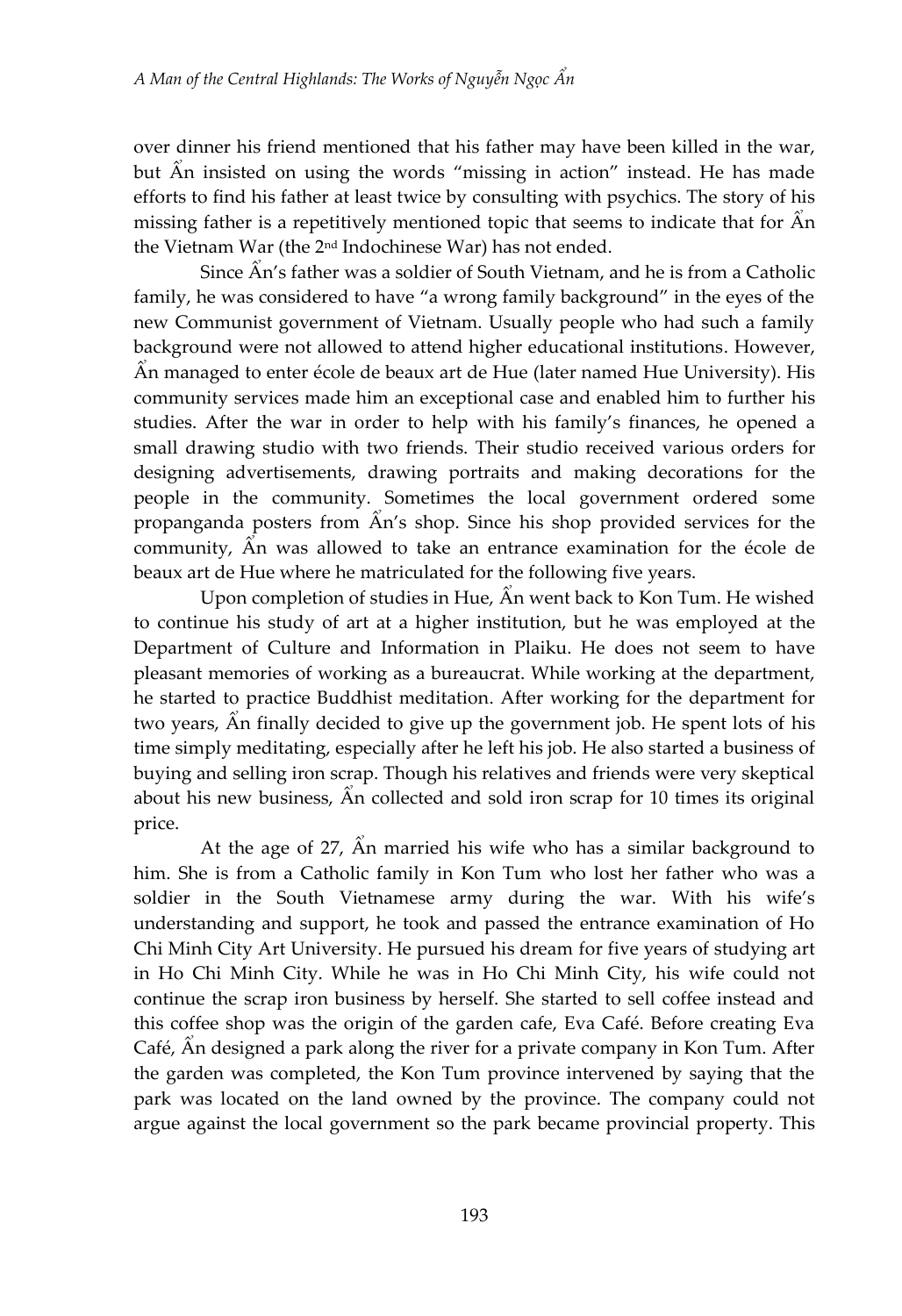over dinner his friend mentioned that his father may have been killed in the war, but Ẩn insisted on using the words "missing in action" instead. He has made efforts to find his father at least twice by consulting with psychics. The story of his missing father is a repetitively mentioned topic that seems to indicate that for Ẩn the Vietnam War (the 2nd Indochinese War) has not ended.

Since Ẩn's father was a soldier of South Vietnam, and he is from a Catholic family, he was considered to have "a wrong family background" in the eyes of the new Communist government of Vietnam. Usually people who had such a family background were not allowed to attend higher educational institutions. However, Ẩn managed to enter école de beaux art de Hue (later named Hue University). His community services made him an exceptional case and enabled him to further his studies. After the war in order to help with his family's finances, he opened a small drawing studio with two friends. Their studio received various orders for designing advertisements, drawing portraits and making decorations for the people in the community. Sometimes the local government ordered some propanganda posters from Ẩn's shop. Since his shop provided services for the community, Ẩn was allowed to take an entrance examination for the école de beaux art de Hue where he matriculated for the following five years.

Upon completion of studies in Hue, Ẩn went back to Kon Tum. He wished to continue his study of art at a higher institution, but he was employed at the Department of Culture and Information in Plaiku. He does not seem to have pleasant memories of working as a bureaucrat. While working at the department, he started to practice Buddhist meditation. After working for the department for two years, Ẩn finally decided to give up the government job. He spent lots of his time simply meditating, especially after he left his job. He also started a business of buying and selling iron scrap. Though his relatives and friends were very skeptical about his new business, Ẩn collected and sold iron scrap for 10 times its original price.

At the age of 27, Ẩn married his wife who has a similar background to him. She is from a Catholic family in Kon Tum who lost her father who was a soldier in the South Vietnamese army during the war. With his wife's understanding and support, he took and passed the entrance examination of Ho Chi Minh City Art University. He pursued his dream for five years of studying art in Ho Chi Minh City. While he was in Ho Chi Minh City, his wife could not continue the scrap iron business by herself. She started to sell coffee instead and this coffee shop was the origin of the garden cafe, Eva Café. Before creating Eva Café, Ẩn designed a park along the river for a private company in Kon Tum. After the garden was completed, the Kon Tum province intervened by saying that the park was located on the land owned by the province. The company could not argue against the local government so the park became provincial property. This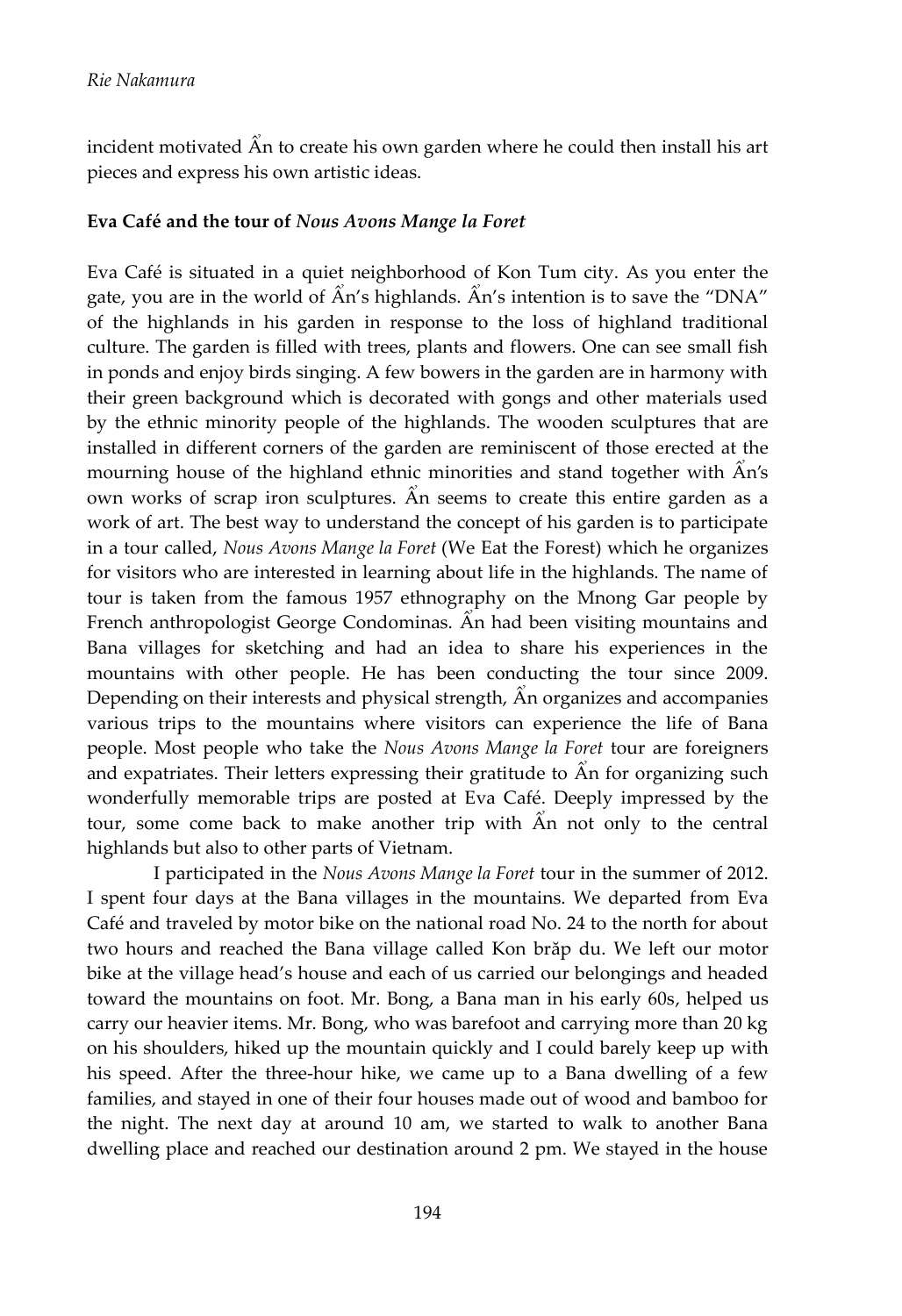incident motivated Ẩn to create his own garden where he could then install his art pieces and express his own artistic ideas.

### Eva Café and the tour of *Nous Avons Mange la Foret*

Eva Café is situated in a quiet neighborhood of Kon Tum city. As you enter the gate, you are in the world of Ẩn's highlands. Ẩn's intention is to save the "DNA" of the highlands in his garden in response to the loss of highland traditional culture. The garden is filled with trees, plants and flowers. One can see small fish in ponds and enjoy birds singing. A few bowers in the garden are in harmony with their green background which is decorated with gongs and other materials used by the ethnic minority people of the highlands. The wooden sculptures that are installed in different corners of the garden are reminiscent of those erected at the mourning house of the highland ethnic minorities and stand together with Ẩn's own works of scrap iron sculptures. Ẩn seems to create this entire garden as a work of art. The best way to understand the concept of his garden is to participate in a tour called, *Nous Avons Mange la Foret* (We Eat the Forest) which he organizes for visitors who are interested in learning about life in the highlands. The name of tour is taken from the famous 1957 ethnography on the Mnong Gar people by French anthropologist George Condominas. Ẩn had been visiting mountains and Bana villages for sketching and had an idea to share his experiences in the mountains with other people. He has been conducting the tour since 2009. Depending on their interests and physical strength, Ẩn organizes and accompanies various trips to the mountains where visitors can experience the life of Bana people. Most people who take the *Nous Avons Mange la Foret* tour are foreigners and expatriates. Their letters expressing their gratitude to Ẩn for organizing such wonderfully memorable trips are posted at Eva Café. Deeply impressed by the tour, some come back to make another trip with Ẩn not only to the central highlands but also to other parts of Vietnam.

I participated in the *Nous Avons Mange la Foret* tour in the summer of 2012. I spent four days at the Bana villages in the mountains. We departed from Eva Café and traveled by motor bike on the national road No. 24 to the north for about two hours and reached the Bana village called Kon brăp du. We left our motor bike at the village head's house and each of us carried our belongings and headed toward the mountains on foot. Mr. Bong, a Bana man in his early 60s, helped us carry our heavier items. Mr. Bong, who was barefoot and carrying more than 20 kg on his shoulders, hiked up the mountain quickly and I could barely keep up with his speed. After the three-hour hike, we came up to a Bana dwelling of a few families, and stayed in one of their four houses made out of wood and bamboo for the night. The next day at around 10 am, we started to walk to another Bana dwelling place and reached our destination around 2 pm. We stayed in the house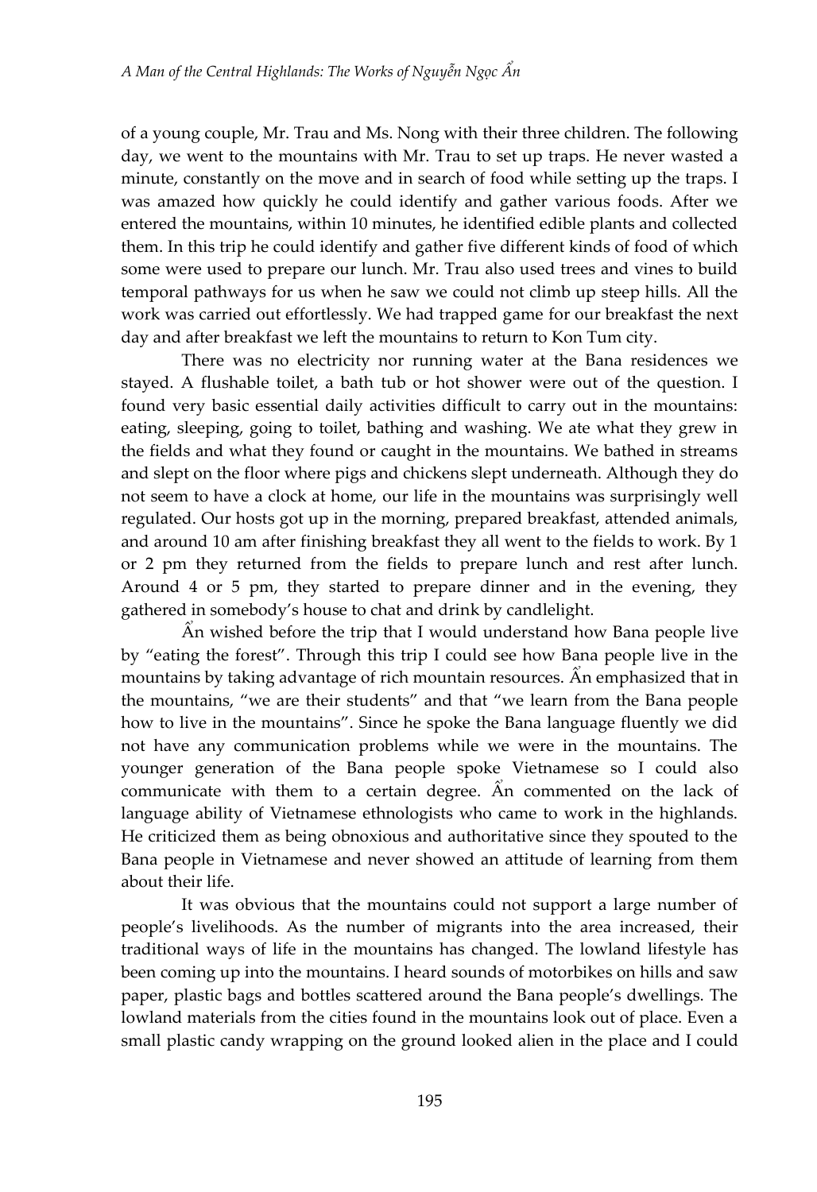of a young couple, Mr. Trau and Ms. Nong with their three children. The following day, we went to the mountains with Mr. Trau to set up traps. He never wasted a minute, constantly on the move and in search of food while setting up the traps. I was amazed how quickly he could identify and gather various foods. After we entered the mountains, within 10 minutes, he identified edible plants and collected them. In this trip he could identify and gather five different kinds of food of which some were used to prepare our lunch. Mr. Trau also used trees and vines to build temporal pathways for us when he saw we could not climb up steep hills. All the work was carried out effortlessly. We had trapped game for our breakfast the next day and after breakfast we left the mountains to return to Kon Tum city.

There was no electricity nor running water at the Bana residences we stayed. A flushable toilet, a bath tub or hot shower were out of the question. I found very basic essential daily activities difficult to carry out in the mountains: eating, sleeping, going to toilet, bathing and washing. We ate what they grew in the fields and what they found or caught in the mountains. We bathed in streams and slept on the floor where pigs and chickens slept underneath. Although they do not seem to have a clock at home, our life in the mountains was surprisingly well regulated. Our hosts got up in the morning, prepared breakfast, attended animals, and around 10 am after finishing breakfast they all went to the fields to work. By 1 or 2 pm they returned from the fields to prepare lunch and rest after lunch. Around 4 or 5 pm, they started to prepare dinner and in the evening, they gathered in somebody's house to chat and drink by candlelight.

Ẩn wished before the trip that I would understand how Bana people live by "eating the forest". Through this trip I could see how Bana people live in the mountains by taking advantage of rich mountain resources. Ẩn emphasized that in the mountains, "we are their students" and that "we learn from the Bana people how to live in the mountains". Since he spoke the Bana language fluently we did not have any communication problems while we were in the mountains. The younger generation of the Bana people spoke Vietnamese so I could also communicate with them to a certain degree. Ẩn commented on the lack of language ability of Vietnamese ethnologists who came to work in the highlands. He criticized them as being obnoxious and authoritative since they spouted to the Bana people in Vietnamese and never showed an attitude of learning from them about their life.

It was obvious that the mountains could not support a large number of people's livelihoods. As the number of migrants into the area increased, their traditional ways of life in the mountains has changed. The lowland lifestyle has been coming up into the mountains. I heard sounds of motorbikes on hills and saw paper, plastic bags and bottles scattered around the Bana people's dwellings. The lowland materials from the cities found in the mountains look out of place. Even a small plastic candy wrapping on the ground looked alien in the place and I could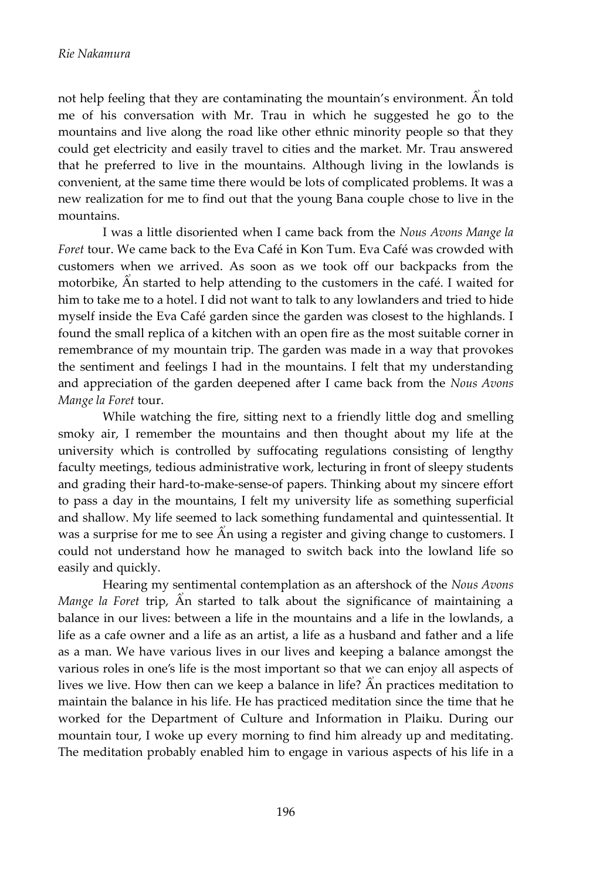not help feeling that they are contaminating the mountain's environment. Ẩn told me of his conversation with Mr. Trau in which he suggested he go to the mountains and live along the road like other ethnic minority people so that they could get electricity and easily travel to cities and the market. Mr. Trau answered that he preferred to live in the mountains. Although living in the lowlands is convenient, at the same time there would be lots of complicated problems. It was a new realization for me to find out that the young Bana couple chose to live in the mountains.

I was a little disoriented when I came back from the *Nous Avons Mange la Foret* tour. We came back to the Eva Café in Kon Tum. Eva Café was crowded with customers when we arrived. As soon as we took off our backpacks from the motorbike, Ẩn started to help attending to the customers in the café. I waited for him to take me to a hotel. I did not want to talk to any lowlanders and tried to hide myself inside the Eva Café garden since the garden was closest to the highlands. I found the small replica of a kitchen with an open fire as the most suitable corner in remembrance of my mountain trip. The garden was made in a way that provokes the sentiment and feelings I had in the mountains. I felt that my understanding and appreciation of the garden deepened after I came back from the *Nous Avons Mange la Foret* tour.

While watching the fire, sitting next to a friendly little dog and smelling smoky air, I remember the mountains and then thought about my life at the university which is controlled by suffocating regulations consisting of lengthy faculty meetings, tedious administrative work, lecturing in front of sleepy students and grading their hard-to-make-sense-of papers. Thinking about my sincere effort to pass a day in the mountains, I felt my university life as something superficial and shallow. My life seemed to lack something fundamental and quintessential. It was a surprise for me to see Ẩn using a register and giving change to customers. I could not understand how he managed to switch back into the lowland life so easily and quickly.

Hearing my sentimental contemplation as an aftershock of the *Nous Avons Mange la Foret* trip, Ẩn started to talk about the significance of maintaining a balance in our lives: between a life in the mountains and a life in the lowlands, a life as a cafe owner and a life as an artist, a life as a husband and father and a life as a man. We have various lives in our lives and keeping a balance amongst the various roles in one's life is the most important so that we can enjoy all aspects of lives we live. How then can we keep a balance in life? Ẩn practices meditation to maintain the balance in his life. He has practiced meditation since the time that he worked for the Department of Culture and Information in Plaiku. During our mountain tour, I woke up every morning to find him already up and meditating. The meditation probably enabled him to engage in various aspects of his life in a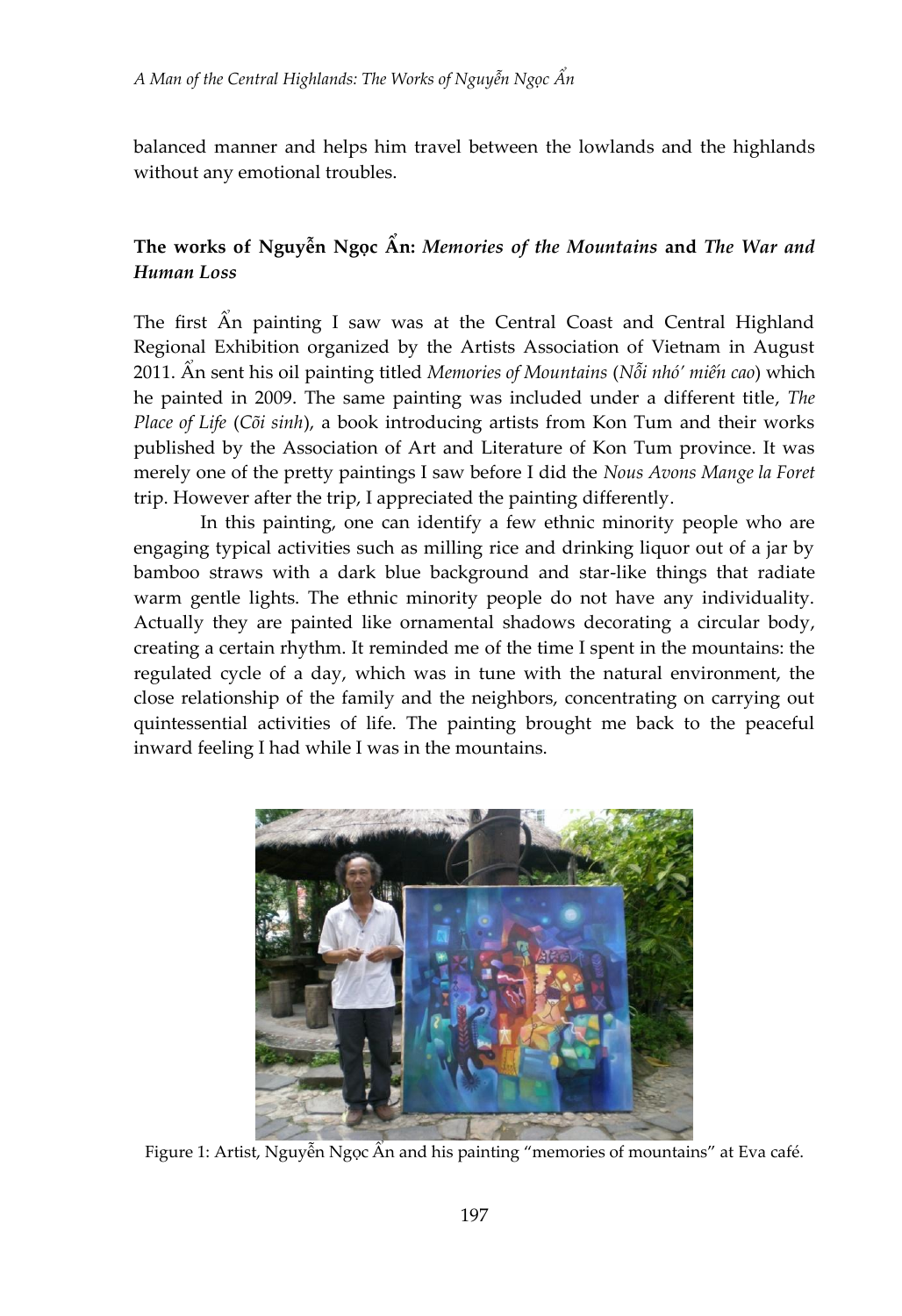balanced manner and helps him travel between the lowlands and the highlands without any emotional troubles.

## The works of Nguyễn Ngọc Ẩn: *Memories of the Mountains* and *The War and Human Loss*

The first Ẩn painting I saw was at the Central Coast and Central Highland Regional Exhibition organized by the Artists Association of Vietnam in August 2011. Ẩn sent his oil painting titled *Memories of Mountains* (*Nỗi nhớ' miền cao*) which he painted in 2009. The same painting was included under a different title, *The Place of Life* (*Cõi sinh*), a book introducing artists from Kon Tum and their works published by the Association of Art and Literature of Kon Tum province. It was merely one of the pretty paintings I saw before I did the *Nous Avons Mange la Foret* trip. However after the trip, I appreciated the painting differently.

In this painting, one can identify a few ethnic minority people who are engaging typical activities such as milling rice and drinking liquor out of a jar by bamboo straws with a dark blue background and star-like things that radiate warm gentle lights. The ethnic minority people do not have any individuality. Actually they are painted like ornamental shadows decorating a circular body, creating a certain rhythm. It reminded me of the time I spent in the mountains: the regulated cycle of a day, which was in tune with the natural environment, the close relationship of the family and the neighbors, concentrating on carrying out quintessential activities of life. The painting brought me back to the peaceful inward feeling I had while I was in the mountains.

Figure 1: Artist, Nguyễn Ngọc Ẩn and his painting "memories of mountains" at Eva café.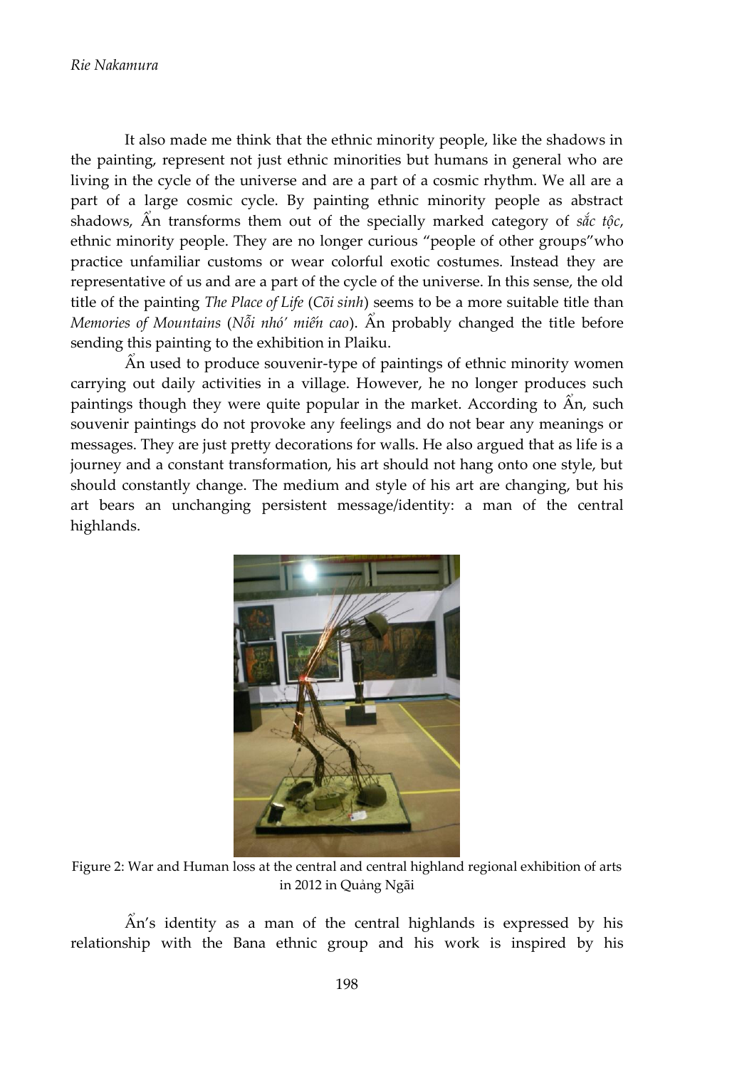It also made me think that the ethnic minority people, like the shadows in the painting, represent not just ethnic minorities but humans in general who are living in the cycle of the universe and are a part of a cosmic rhythm. We all are a part of a large cosmic cycle. By painting ethnic minority people as abstract shadows, Ẩn transforms them out of the specially marked category of *sắc tộc*, ethnic minority people. They are no longer curious "people of other groups"who practice unfamiliar customs or wear colorful exotic costumes. Instead they are representative of us and are a part of the cycle of the universe. In this sense, the old title of the painting *The Place of Life* (*Cõi sinh*) seems to be a more suitable title than *Memories of Mountains* (*Nỗi nhớ' miền cao*). Ẩn probably changed the title before sending this painting to the exhibition in Plaiku.

Ẩn used to produce souvenir-type of paintings of ethnic minority women carrying out daily activities in a village. However, he no longer produces such paintings though they were quite popular in the market. According to Ẩn, such souvenir paintings do not provoke any feelings and do not bear any meanings or messages. They are just pretty decorations for walls. He also argued that as life is a journey and a constant transformation, his art should not hang onto one style, but should constantly change. The medium and style of his art are changing, but his art bears an unchanging persistent message/identity: a man of the central highlands.

Figure 2: War and Human loss at the central and central highland regional exhibition of arts in 2012 in Quảng Ngãi

Ẩn's identity as a man of the central highlands is expressed by his relationship with the Bana ethnic group and his work is inspired by his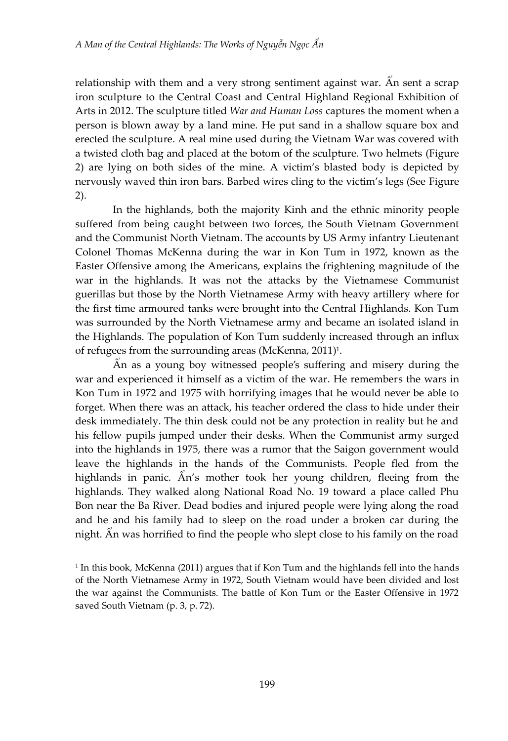relationship with them and a very strong sentiment against war. Ẩn sent a scrap iron sculpture to the Central Coast and Central Highland Regional Exhibition of Arts in 2012. The sculpture titled *War and Human Loss* captures the moment when a person is blown away by a land mine. He put sand in a shallow square box and erected the sculpture. A real mine used during the Vietnam War was covered with a twisted cloth bag and placed at the botom of the sculpture. Two helmets (Figure 2) are lying on both sides of the mine. A victim's blasted body is depicted by nervously waved thin iron bars. Barbed wires cling to the victim's legs (See Figure 2).

In the highlands, both the majority Kinh and the ethnic minority people suffered from being caught between two forces, the South Vietnam Government and the Communist North Vietnam. The accounts by US Army infantry Lieutenant Colonel Thomas McKenna during the war in Kon Tum in 1972, known as the Easter Offensive among the Americans, explains the frightening magnitude of the war in the highlands. It was not the attacks by the Vietnamese Communist guerillas but those by the North Vietnamese Army with heavy artillery where for the first time armoured tanks were brought into the Central Highlands. Kon Tum was surrounded by the North Vietnamese army and became an isolated island in the Highlands. The population of Kon Tum suddenly increased through an influx of refugees from the surrounding areas (McKenna, 2011)[1].

Ẩn as a young boy witnessed people's suffering and misery during the war and experienced it himself as a victim of the war. He remembers the wars in Kon Tum in 1972 and 1975 with horrifying images that he would never be able to forget. When there was an attack, his teacher ordered the class to hide under their desk immediately. The thin desk could not be any protection in reality but he and his fellow pupils jumped under their desks. When the Communist army surged into the highlands in 1975, there was a rumor that the Saigon government would leave the highlands in the hands of the Communists. People fled from the highlands in panic. Ẩn's mother took her young children, fleeing from the highlands. They walked along National Road No. 19 toward a place called Phu Bon near the Ba River. Dead bodies and injured people were lying along the road and he and his family had to sleep on the road under a broken car during the night. Ẩn was horrified to find the people who slept close to his family on the road

[1] In this book, McKenna (2011) argues that if Kon Tum and the highlands fell into the hands of the North Vietnamese Army in 1972, South Vietnam would have been divided and lost the war against the Communists. The battle of Kon Tum or the Easter Offensive in 1972 saved South Vietnam (p. 3, p. 72).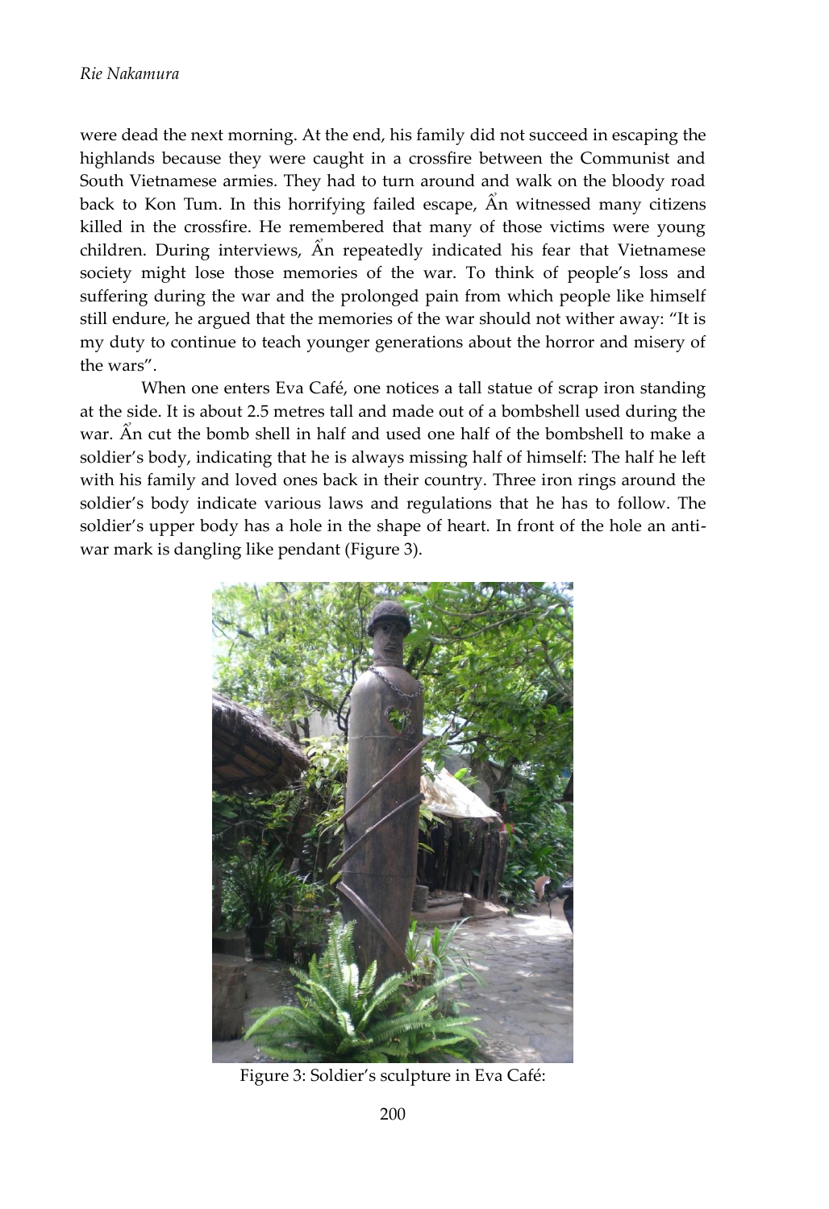were dead the next morning. At the end, his family did not succeed in escaping the highlands because they were caught in a crossfire between the Communist and South Vietnamese armies. They had to turn around and walk on the bloody road back to Kon Tum. In this horrifying failed escape, Ẩn witnessed many citizens killed in the crossfire. He remembered that many of those victims were young children. During interviews, Ẩn repeatedly indicated his fear that Vietnamese society might lose those memories of the war. To think of people's loss and suffering during the war and the prolonged pain from which people like himself still endure, he argued that the memories of the war should not wither away: "It is my duty to continue to teach younger generations about the horror and misery of the wars".

When one enters Eva Café, one notices a tall statue of scrap iron standing at the side. It is about 2.5 metres tall and made out of a bombshell used during the war. Ẩn cut the bomb shell in half and used one half of the bombshell to make a soldier's body, indicating that he is always missing half of himself: The half he left with his family and loved ones back in their country. Three iron rings around the soldier's body indicate various laws and regulations that he has to follow. The soldier's upper body has a hole in the shape of heart. In front of the hole an anti-war mark is dangling like pendant (Figure 3).

Figure 3: Soldier's sculpture in Eva Café: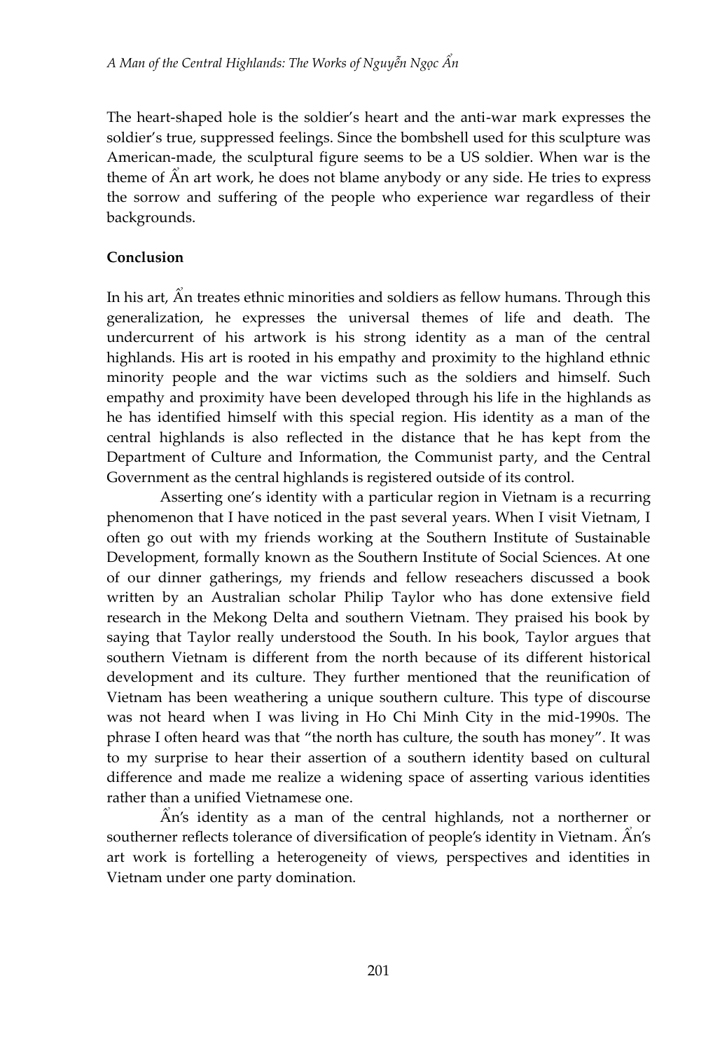The heart-shaped hole is the soldier's heart and the anti-war mark expresses the soldier's true, suppressed feelings. Since the bombshell used for this sculpture was American-made, the sculptural figure seems to be a US soldier. When war is the theme of Ẩn art work, he does not blame anybody or any side. He tries to express the sorrow and suffering of the people who experience war regardless of their backgrounds.

**Conclusion**

In his art, Ẩn treates ethnic minorities and soldiers as fellow humans. Through this generalization, he expresses the universal themes of life and death. The undercurrent of his artwork is his strong identity as a man of the central highlands. His art is rooted in his empathy and proximity to the highland ethnic minority people and the war victims such as the soldiers and himself. Such empathy and proximity have been developed through his life in the highlands as he has identified himself with this special region. His identity as a man of the central highlands is also reflected in the distance that he has kept from the Department of Culture and Information, the Communist party, and the Central Government as the central highlands is registered outside of its control.

Asserting one's identity with a particular region in Vietnam is a recurring phenomenon that I have noticed in the past several years. When I visit Vietnam, I often go out with my friends working at the Southern Institute of Sustainable Development, formally known as the Southern Institute of Social Sciences. At one of our dinner gatherings, my friends and fellow reseachers discussed a book written by an Australian scholar Philip Taylor who has done extensive field research in the Mekong Delta and southern Vietnam. They praised his book by saying that Taylor really understood the South. In his book, Taylor argues that southern Vietnam is different from the north because of its different historical development and its culture. They further mentioned that the reunification of Vietnam has been weathering a unique southern culture. This type of discourse was not heard when I was living in Ho Chi Minh City in the mid-1990s. The phrase I often heard was that "the north has culture, the south has money". It was to my surprise to hear their assertion of a southern identity based on cultural difference and made me realize a widening space of asserting various identities rather than a unified Vietnamese one.

Ẩn's identity as a man of the central highlands, not a northerner or southerner reflects tolerance of diversification of people's identity in Vietnam. Ẩn's art work is fortelling a heterogeneity of views, perspectives and identities in Vietnam under one party domination.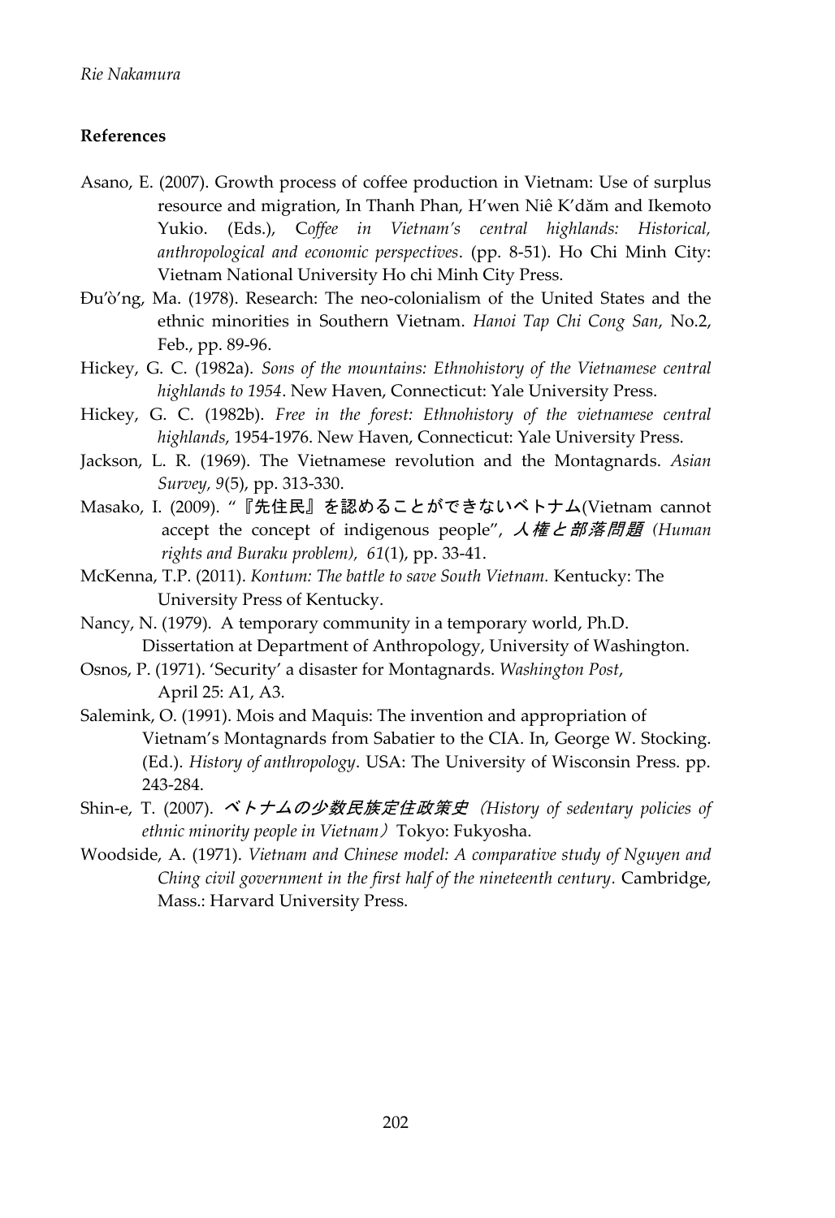## References

Asano, E. (2007). Growth process of coffee production in Vietnam: Use of surplus resource and migration, In Thanh Phan, H'wen Niê K'dăm and Ikemoto Yukio. (Eds.), C*offee in Vietnam's central highlands: Historical, anthropological and economic perspectives*. (pp. 8-51). Ho Chi Minh City: Vietnam National University Ho chi Minh City Press.

Đu'ò'ng, Ma. (1978). Research: The neo-colonialism of the United States and the ethnic minorities in Southern Vietnam. *Hanoi Tap Chi Cong San*, No.2, Feb., pp. 89-96.

Hickey, G. C. (1982a). *Sons of the mountains: Ethnohistory of the Vietnamese central highlands to 1954*. New Haven, Connecticut: Yale University Press.

Hickey, G. C. (1982b). *Free in the forest: Ethnohistory of the vietnamese central highlands*, 1954-1976. New Haven, Connecticut: Yale University Press.

Jackson, L. R. (1969). The Vietnamese revolution and the Montagnards. *Asian Survey, 9*(5), pp. 313-330.

Masako, I. (2009). "『先住民』を認めることができないベトナム(Vietnam cannot accept the concept of indigenous people", *人権と部落問題 (Human rights and Buraku problem), 61*(1), pp. 33-41.

McKenna, T.P. (2011). *Kontum: The battle to save South Vietnam.* Kentucky: The University Press of Kentucky.

Nancy, N. (1979). A temporary community in a temporary world, Ph.D. Dissertation at Department of Anthropology, University of Washington.

Osnos, P. (1971). 'Security' a disaster for Montagnards. *Washington Post*, April 25: A1, A3.

Salemink, O. (1991). Mois and Maquis: The invention and appropriation of Vietnam's Montagnards from Sabatier to the CIA. In, George W. Stocking. (Ed.). *History of anthropology*. USA: The University of Wisconsin Press. pp. 243-284.

Shin-e, T. (2007). *ベトナムの少数民族定住政策史 (History of sedentary policies of ethnic minority people in Vietnam)* Tokyo: Fukyosha.

Woodside, A. (1971). *Vietnam and Chinese model: A comparative study of Nguyen and Ching civil government in the first half of the nineteenth century*. Cambridge, Mass.: Harvard University Press.